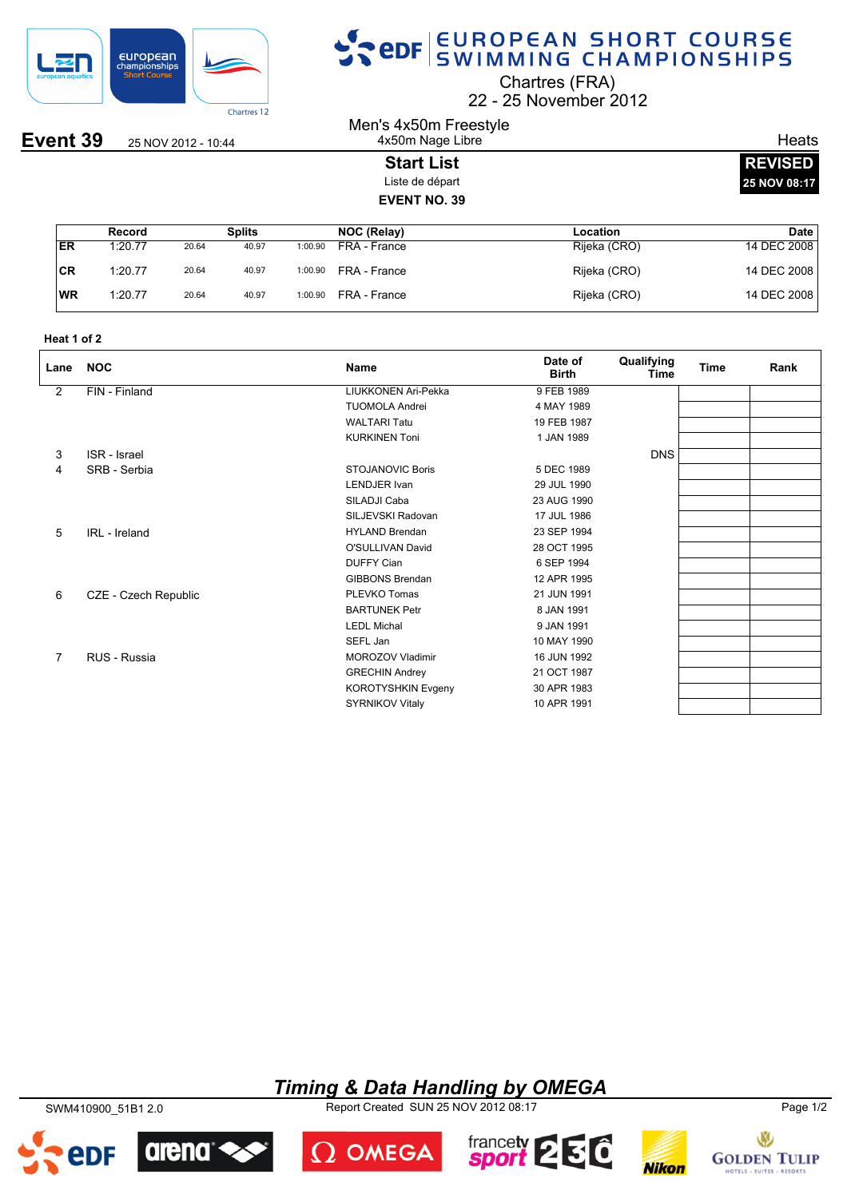# EUROPEAN SHORT COURSE SWIMMING CHAMPIONSHIPS

Chartres (FRA)
22 - 25 November 2012

## Event 39

25 NOV 2012 - 10:44

Men's 4x50m Freestyle
4x50m Nage Libre

Heats

**Start List**
Liste de départ

**EVENT NO. 39**

**REVISED**
**25 NOV 08:17**

| | Record | Splits | | | NOC (Relay) | Location | Date |
|---|---|---|---|---|---|---|---|
| ER | 1:20.77 | 20.64 | 40.97 | 1:00.90 | FRA - France | Rijeka (CRO) | 14 DEC 2008 |
| CR | 1:20.77 | 20.64 | 40.97 | 1:00.90 | FRA - France | Rijeka (CRO) | 14 DEC 2008 |
| WR | 1:20.77 | 20.64 | 40.97 | 1:00.90 | FRA - France | Rijeka (CRO) | 14 DEC 2008 |

**Heat 1 of 2**

| Lane | NOC | Name | Date of Birth | Qualifying Time | Time | Rank |
|---|---|---|---|---|---|---|
| 2 | FIN - Finland | LIUKKONEN Ari-Pekka | 9 FEB 1989 | | | |
| | | TUOMOLA Andrei | 4 MAY 1989 | | | |
| | | WALTARI Tatu | 19 FEB 1987 | | | |
| | | KURKINEN Toni | 1 JAN 1989 | | | |
| 3 | ISR - Israel | | | DNS | | |
| 4 | SRB - Serbia | STOJANOVIC Boris | 5 DEC 1989 | | | |
| | | LENDJER Ivan | 29 JUL 1990 | | | |
| | | SILADJI Caba | 23 AUG 1990 | | | |
| | | SILJEVSKI Radovan | 17 JUL 1986 | | | |
| 5 | IRL - Ireland | HYLAND Brendan | 23 SEP 1994 | | | |
| | | O'SULLIVAN David | 28 OCT 1995 | | | |
| | | DUFFY Cian | 6 SEP 1994 | | | |
| | | GIBBONS Brendan | 12 APR 1995 | | | |
| 6 | CZE - Czech Republic | PLEVKO Tomas | 21 JUN 1991 | | | |
| | | BARTUNEK Petr | 8 JAN 1991 | | | |
| | | LEDL Michal | 9 JAN 1991 | | | |
| | | SEFL Jan | 10 MAY 1990 | | | |
| 7 | RUS - Russia | MOROZOV Vladimir | 16 JUN 1992 | | | |
| | | GRECHIN Andrey | 21 OCT 1987 | | | |
| | | KOROTYSHKIN Evgeny | 30 APR 1983 | | | |
| | | SYRNIKOV Vitaly | 10 APR 1991 | | | |

*Timing & Data Handling by OMEGA*

SWM410900_51B1 2.0 Report Created SUN 25 NOV 2012 08:17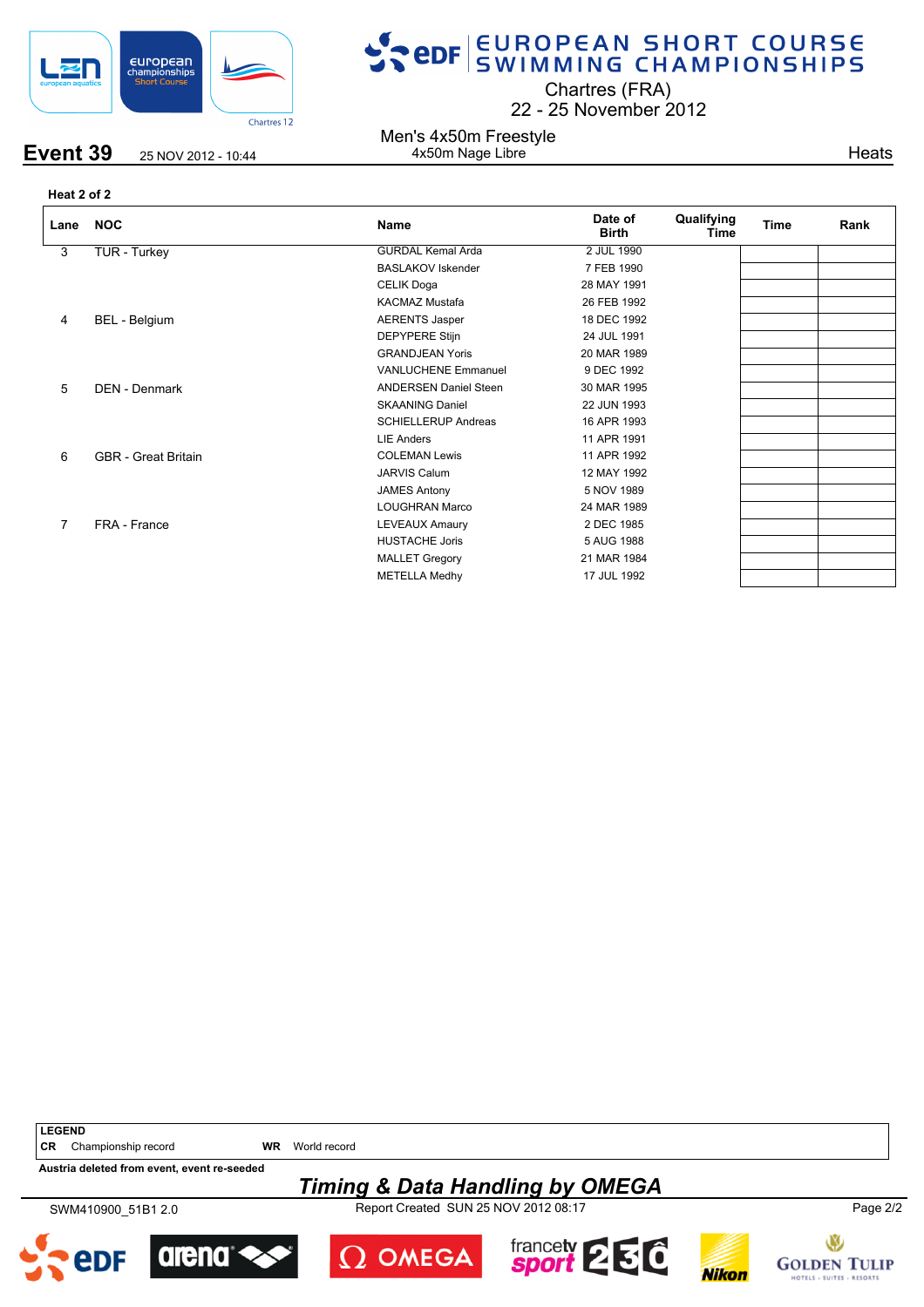# EUROPEAN SHORT COURSE SWIMMING CHAMPIONSHIPS

Chartres (FRA)
22 - 25 November 2012

**Event 39** 25 NOV 2012 - 10:44

Men's 4x50m Freestyle
4x50m Nage Libre

Heats

**Heat 2 of 2**

| Lane | NOC | Name | Date of Birth | Qualifying Time | Time | Rank |
|---|---|---|---|---|---|---|
| 3 | TUR - Turkey | GURDAL Kemal Arda | 2 JUL 1990 | | | |
| | | BASLAKOV Iskender | 7 FEB 1990 | | | |
| | | CELIK Doga | 28 MAY 1991 | | | |
| | | KACMAZ Mustafa | 26 FEB 1992 | | | |
| 4 | BEL - Belgium | AERENTS Jasper | 18 DEC 1992 | | | |
| | | DEPYPERE Stijn | 24 JUL 1991 | | | |
| | | GRANDJEAN Yoris | 20 MAR 1989 | | | |
| | | VANLUCHENE Emmanuel | 9 DEC 1992 | | | |
| 5 | DEN - Denmark | ANDERSEN Daniel Steen | 30 MAR 1995 | | | |
| | | SKAANING Daniel | 22 JUN 1993 | | | |
| | | SCHIELLERUP Andreas | 16 APR 1993 | | | |
| | | LIE Anders | 11 APR 1991 | | | |
| 6 | GBR - Great Britain | COLEMAN Lewis | 11 APR 1992 | | | |
| | | JARVIS Calum | 12 MAY 1992 | | | |
| | | JAMES Antony | 5 NOV 1989 | | | |
| | | LOUGHRAN Marco | 24 MAR 1989 | | | |
| 7 | FRA - France | LEVEAUX Amaury | 2 DEC 1985 | | | |
| | | HUSTACHE Joris | 5 AUG 1988 | | | |
| | | MALLET Gregory | 21 MAR 1984 | | | |
| | | METELLA Medhy | 17 JUL 1992 | | | |

**LEGEND**
**CR** Championship record **WR** World record

**Austria deleted from event, event re-seeded**

***Timing & Data Handling by OMEGA***

SWM410900_51B1 2.0 Report Created SUN 25 NOV 2012 08:17